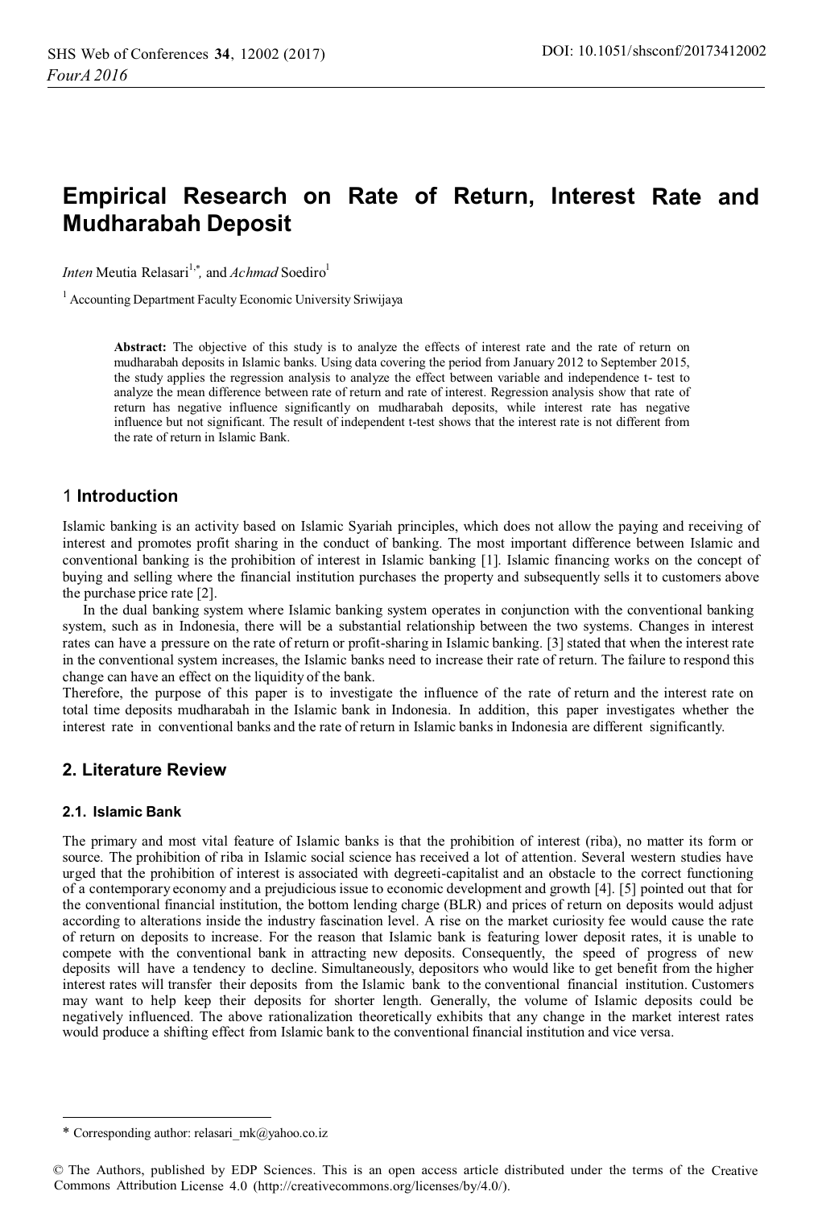# Empirical Research on Rate of Return, Interest Rate and Mudharabah Deposit

*Inten* Meutia Relasari[1,*], and *Achmad* Soediro[1]

[1] Accounting Department Faculty Economic University Sriwijaya

**Abstract:** The objective of this study is to analyze the effects of interest rate and the rate of return on mudharabah deposits in Islamic banks. Using data covering the period from January 2012 to September 2015, the study applies the regression analysis to analyze the effect between variable and independence t- test to analyze the mean difference between rate of return and rate of interest. Regression analysis show that rate of return has negative influence significantly on mudharabah deposits, while interest rate has negative influence but not significant. The result of independent t-test shows that the interest rate is not different from the rate of return in Islamic Bank.

## 1 Introduction

Islamic banking is an activity based on Islamic Syariah principles, which does not allow the paying and receiving of interest and promotes profit sharing in the conduct of banking. The most important difference between Islamic and conventional banking is the prohibition of interest in Islamic banking [1]. Islamic financing works on the concept of buying and selling where the financial institution purchases the property and subsequently sells it to customers above the purchase price rate [2].

In the dual banking system where Islamic banking system operates in conjunction with the conventional banking system, such as in Indonesia, there will be a substantial relationship between the two systems. Changes in interest rates can have a pressure on the rate of return or profit-sharing in Islamic banking. [3] stated that when the interest rate in the conventional system increases, the Islamic banks need to increase their rate of return. The failure to respond this change can have an effect on the liquidity of the bank.

Therefore, the purpose of this paper is to investigate the influence of the rate of return and the interest rate on total time deposits mudharabah in the Islamic bank in Indonesia. In addition, this paper investigates whether the interest rate in conventional banks and the rate of return in Islamic banks in Indonesia are different significantly.

## 2. Literature Review

### 2.1. Islamic Bank

The primary and most vital feature of Islamic banks is that the prohibition of interest (riba), no matter its form or source. The prohibition of riba in Islamic social science has received a lot of attention. Several western studies have urged that the prohibition of interest is associated with degreeti-capitalist and an obstacle to the correct functioning of a contemporary economy and a prejudicious issue to economic development and growth [4]. [5] pointed out that for the conventional financial institution, the bottom lending charge (BLR) and prices of return on deposits would adjust according to alterations inside the industry fascination level. A rise on the market curiosity fee would cause the rate of return on deposits to increase. For the reason that Islamic bank is featuring lower deposit rates, it is unable to compete with the conventional bank in attracting new deposits. Consequently, the speed of progress of new deposits will have a tendency to decline. Simultaneously, depositors who would like to get benefit from the higher interest rates will transfer their deposits from the Islamic bank to the conventional financial institution. Customers may want to help keep their deposits for shorter length. Generally, the volume of Islamic deposits could be negatively influenced. The above rationalization theoretically exhibits that any change in the market interest rates would produce a shifting effect from Islamic bank to the conventional financial institution and vice versa.

---

* Corresponding author: relasari_mk@yahoo.co.iz

© The Authors, published by EDP Sciences. This is an open access article distributed under the terms of the Creative Commons Attribution License 4.0 (http://creativecommons.org/licenses/by/4.0/).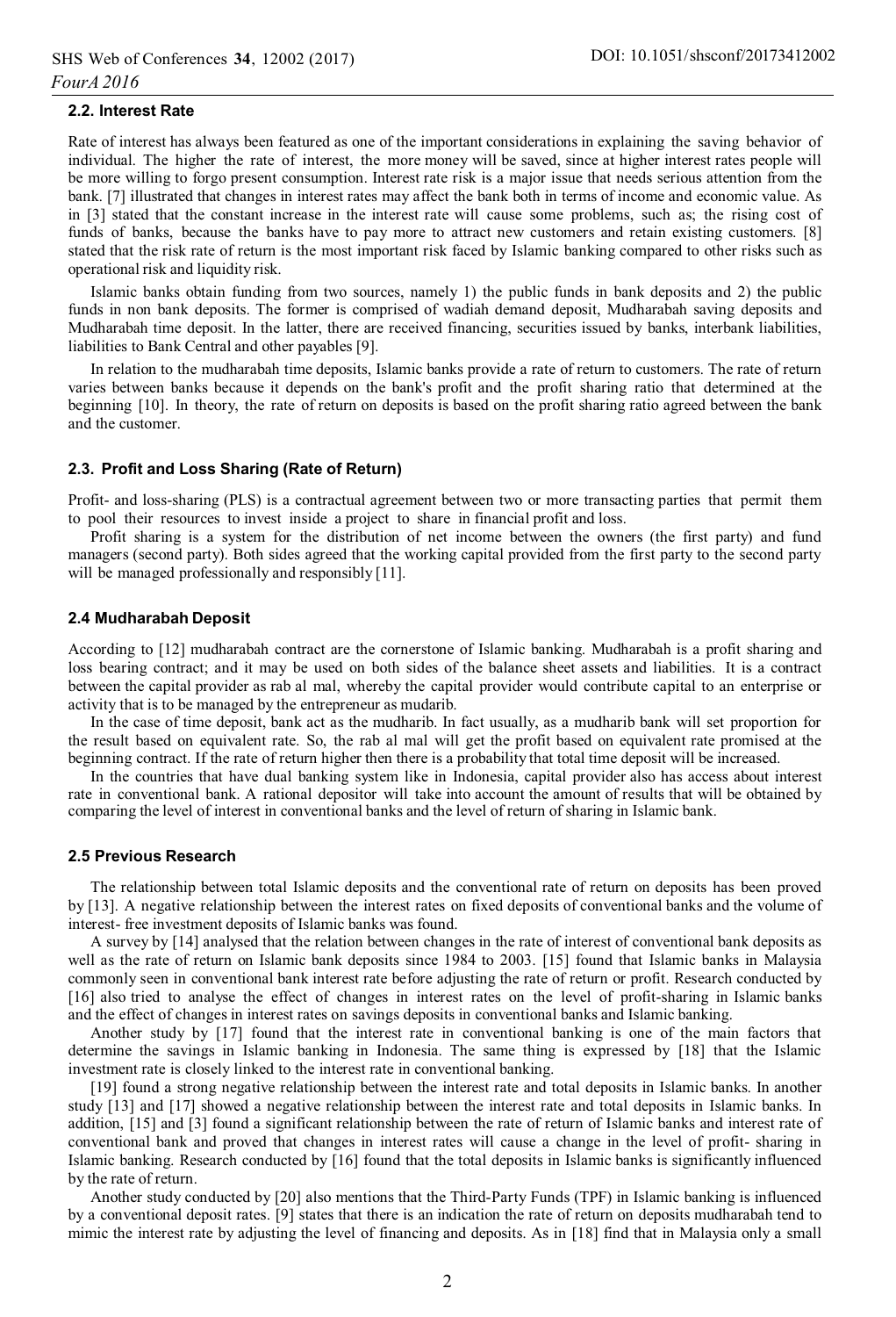### 2.2. Interest Rate

Rate of interest has always been featured as one of the important considerations in explaining the saving behavior of individual. The higher the rate of interest, the more money will be saved, since at higher interest rates people will be more willing to forgo present consumption. Interest rate risk is a major issue that needs serious attention from the bank. [7] illustrated that changes in interest rates may affect the bank both in terms of income and economic value. As in [3] stated that the constant increase in the interest rate will cause some problems, such as; the rising cost of funds of banks, because the banks have to pay more to attract new customers and retain existing customers. [8] stated that the risk rate of return is the most important risk faced by Islamic banking compared to other risks such as operational risk and liquidity risk.

Islamic banks obtain funding from two sources, namely 1) the public funds in bank deposits and 2) the public funds in non bank deposits. The former is comprised of wadiah demand deposit, Mudharabah saving deposits and Mudharabah time deposit. In the latter, there are received financing, securities issued by banks, interbank liabilities, liabilities to Bank Central and other payables [9].

In relation to the mudharabah time deposits, Islamic banks provide a rate of return to customers. The rate of return varies between banks because it depends on the bank's profit and the profit sharing ratio that determined at the beginning [10]. In theory, the rate of return on deposits is based on the profit sharing ratio agreed between the bank and the customer.

### 2.3. Profit and Loss Sharing (Rate of Return)

Profit- and loss-sharing (PLS) is a contractual agreement between two or more transacting parties that permit them to pool their resources to invest inside a project to share in financial profit and loss.

Profit sharing is a system for the distribution of net income between the owners (the first party) and fund managers (second party). Both sides agreed that the working capital provided from the first party to the second party will be managed professionally and responsibly [11].

### 2.4 Mudharabah Deposit

According to [12] mudharabah contract are the cornerstone of Islamic banking. Mudharabah is a profit sharing and loss bearing contract; and it may be used on both sides of the balance sheet assets and liabilities. It is a contract between the capital provider as rab al mal, whereby the capital provider would contribute capital to an enterprise or activity that is to be managed by the entrepreneur as mudarib.

In the case of time deposit, bank act as the mudharib. In fact usually, as a mudharib bank will set proportion for the result based on equivalent rate. So, the rab al mal will get the profit based on equivalent rate promised at the beginning contract. If the rate of return higher then there is a probability that total time deposit will be increased.

In the countries that have dual banking system like in Indonesia, capital provider also has access about interest rate in conventional bank. A rational depositor will take into account the amount of results that will be obtained by comparing the level of interest in conventional banks and the level of return of sharing in Islamic bank.

### 2.5 Previous Research

The relationship between total Islamic deposits and the conventional rate of return on deposits has been proved by [13]. A negative relationship between the interest rates on fixed deposits of conventional banks and the volume of interest- free investment deposits of Islamic banks was found.

A survey by [14] analysed that the relation between changes in the rate of interest of conventional bank deposits as well as the rate of return on Islamic bank deposits since 1984 to 2003. [15] found that Islamic banks in Malaysia commonly seen in conventional bank interest rate before adjusting the rate of return or profit. Research conducted by [16] also tried to analyse the effect of changes in interest rates on the level of profit-sharing in Islamic banks and the effect of changes in interest rates on savings deposits in conventional banks and Islamic banking.

Another study by [17] found that the interest rate in conventional banking is one of the main factors that determine the savings in Islamic banking in Indonesia. The same thing is expressed by [18] that the Islamic investment rate is closely linked to the interest rate in conventional banking.

[19] found a strong negative relationship between the interest rate and total deposits in Islamic banks. In another study [13] and [17] showed a negative relationship between the interest rate and total deposits in Islamic banks. In addition, [15] and [3] found a significant relationship between the rate of return of Islamic banks and interest rate of conventional bank and proved that changes in interest rates will cause a change in the level of profit- sharing in Islamic banking. Research conducted by [16] found that the total deposits in Islamic banks is significantly influenced by the rate of return.

Another study conducted by [20] also mentions that the Third-Party Funds (TPF) in Islamic banking is influenced by a conventional deposit rates. [9] states that there is an indication the rate of return on deposits mudharabah tend to mimic the interest rate by adjusting the level of financing and deposits. As in [18] find that in Malaysia only a small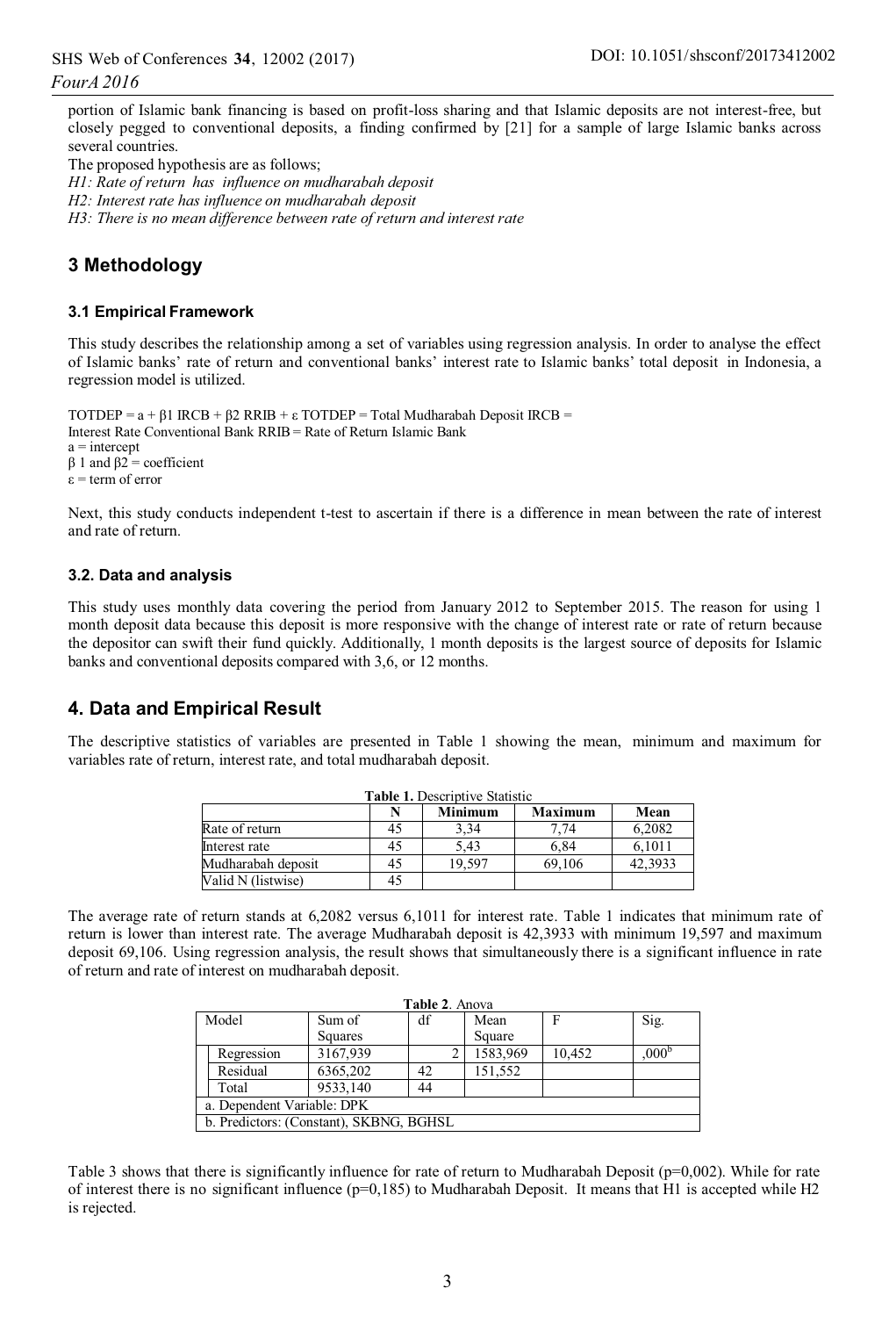portion of Islamic bank financing is based on profit-loss sharing and that Islamic deposits are not interest-free, but closely pegged to conventional deposits, a finding confirmed by [21] for a sample of large Islamic banks across several countries.

The proposed hypothesis are as follows;

*H1: Rate of return has influence on mudharabah deposit*

*H2: Interest rate has influence on mudharabah deposit*

*H3: There is no mean difference between rate of return and interest rate*

## 3 Methodology

### 3.1 Empirical Framework

This study describes the relationship among a set of variables using regression analysis. In order to analyse the effect of Islamic banks' rate of return and conventional banks' interest rate to Islamic banks' total deposit in Indonesia, a regression model is utilized.

TOTDEP = a + $\beta$1 IRCB + $\beta$2 RRIB + $\varepsilon$ TOTDEP = Total Mudharabah Deposit IRCB = Interest Rate Conventional Bank RRIB = Rate of Return Islamic Bank
a = intercept
$\beta$ 1 and $\beta$2 = coefficient
$\varepsilon$ = term of error

Next, this study conducts independent t-test to ascertain if there is a difference in mean between the rate of interest and rate of return.

### 3.2. Data and analysis

This study uses monthly data covering the period from January 2012 to September 2015. The reason for using 1 month deposit data because this deposit is more responsive with the change of interest rate or rate of return because the depositor can swift their fund quickly. Additionally, 1 month deposits is the largest source of deposits for Islamic banks and conventional deposits compared with 3,6, or 12 months.

## 4. Data and Empirical Result

The descriptive statistics of variables are presented in Table 1 showing the mean, minimum and maximum for variables rate of return, interest rate, and total mudharabah deposit.

**Table 1.** Descriptive Statistic

| | N | Minimum | Maximum | Mean |
|---|---|---|---|---|
| Rate of return | 45 | 3,34 | 7,74 | 6,2082 |
| Interest rate | 45 | 5,43 | 6,84 | 6,1011 |
| Mudharabah deposit | 45 | 19,597 | 69,106 | 42,3933 |
| Valid N (listwise) | 45 | | | |

The average rate of return stands at 6,2082 versus 6,1011 for interest rate. Table 1 indicates that minimum rate of return is lower than interest rate. The average Mudharabah deposit is 42,3933 with minimum 19,597 and maximum deposit 69,106. Using regression analysis, the result shows that simultaneously there is a significant influence in rate of return and rate of interest on mudharabah deposit.

**Table 2**. Anova

| Model | Sum of Squares | df | Mean Square | F | Sig. |
|---|---|---|---|---|---|
| Regression | 3167,939 | 2 | 1583,969 | 10,452 | ,000[b] |
| Residual | 6365,202 | 42 | 151,552 | | |
| Total | 9533,140 | 44 | | | |
| a. Dependent Variable: DPK | | | | | |
| b. Predictors: (Constant), SKBNG, BGHSL | | | | | |

Table 3 shows that there is significantly influence for rate of return to Mudharabah Deposit (p=0,002). While for rate of interest there is no significant influence (p=0,185) to Mudharabah Deposit. It means that H1 is accepted while H2 is rejected.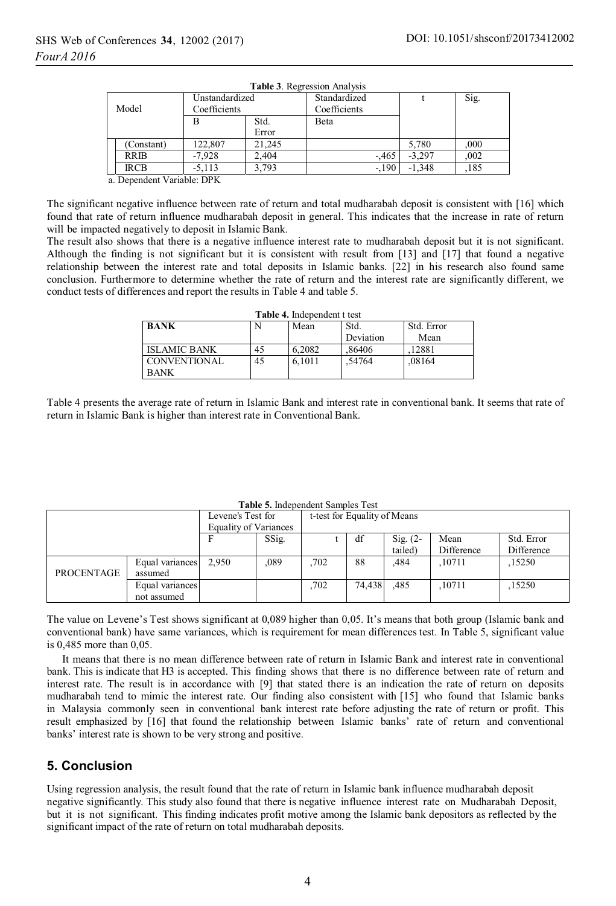**Table 3**. Regression Analysis

| Model | | Unstandardized Coefficients | | Standardized Coefficients | t | Sig. |
|---|---|---|---|---|---|---|
| | | B | Std. Error | Beta | | |
| | (Constant) | 122,807 | 21,245 | | 5,780 | ,000 |
| | RRIB | -7,928 | 2,404 | -,465 | -3,297 | ,002 |
| | IRCB | -5,113 | 3,793 | -,190 | -1,348 | ,185 |

a. Dependent Variable: DPK

The significant negative influence between rate of return and total mudharabah deposit is consistent with [16] which found that rate of return influence mudharabah deposit in general. This indicates that the increase in rate of return will be impacted negatively to deposit in Islamic Bank.

The result also shows that there is a negative influence interest rate to mudharabah deposit but it is not significant. Although the finding is not significant but it is consistent with result from [13] and [17] that found a negative relationship between the interest rate and total deposits in Islamic banks. [22] in his research also found same conclusion. Furthermore to determine whether the rate of return and the interest rate are significantly different, we conduct tests of differences and report the results in Table 4 and table 5.

**Table 4.** Independent t test

| BANK | N | Mean | Std. Deviation | Std. Error Mean |
|---|---|---|---|---|
| ISLAMIC BANK | 45 | 6,2082 | ,86406 | ,12881 |
| CONVENTIONAL BANK | 45 | 6,1011 | ,54764 | ,08164 |

Table 4 presents the average rate of return in Islamic Bank and interest rate in conventional bank. It seems that rate of return in Islamic Bank is higher than interest rate in Conventional Bank.

**Table 5.** Independent Samples Test

| | | Levene's Test for Equality of Variances | | t-test for Equality of Means | | | | |
|---|---|---|---|---|---|---|---|---|
| | | F | SSig. | t | df | Sig. (2-tailed) | Mean Difference | Std. Error Difference |
| PROCENTAGE | Equal variances assumed | 2,950 | ,089 | ,702 | 88 | ,484 | ,10711 | ,15250 |
| | Equal variances not assumed | | | ,702 | 74,438 | ,485 | ,10711 | ,15250 |

The value on Levene's Test shows significant at 0,089 higher than 0,05. It's means that both group (Islamic bank and conventional bank) have same variances, which is requirement for mean differences test. In Table 5, significant value is 0,485 more than 0,05.

It means that there is no mean difference between rate of return in Islamic Bank and interest rate in conventional bank. This is indicate that H3 is accepted. This finding shows that there is no difference between rate of return and interest rate. The result is in accordance with [9] that stated there is an indication the rate of return on deposits mudharabah tend to mimic the interest rate. Our finding also consistent with [15] who found that Islamic banks in Malaysia commonly seen in conventional bank interest rate before adjusting the rate of return or profit. This result emphasized by [16] that found the relationship between Islamic banks' rate of return and conventional banks' interest rate is shown to be very strong and positive.

## 5. Conclusion

Using regression analysis, the result found that the rate of return in Islamic bank influence mudharabah deposit negative significantly. This study also found that there is negative influence interest rate on Mudharabah Deposit, but it is not significant. This finding indicates profit motive among the Islamic bank depositors as reflected by the significant impact of the rate of return on total mudharabah deposits.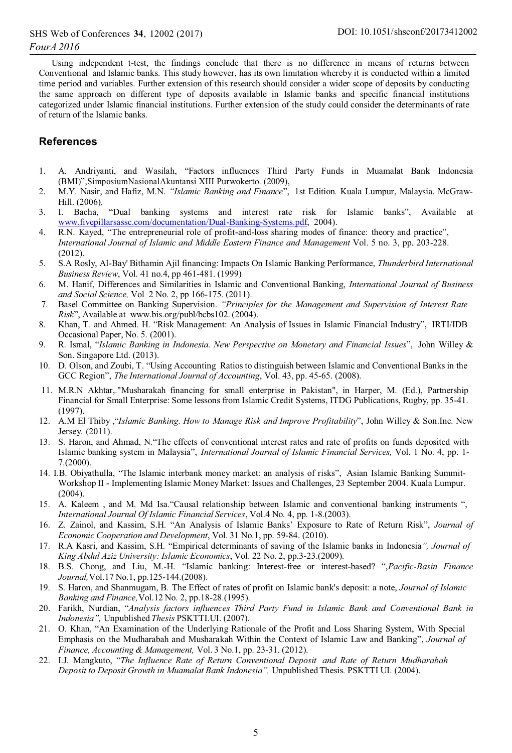Using independent t-test, the findings conclude that there is no difference in means of returns between Conventional and Islamic banks. This study however, has its own limitation whereby it is conducted within a limited time period and variables. Further extension of this research should consider a wider scope of deposits by conducting the same approach on different type of deposits available in Islamic banks and specific financial institutions categorized under Islamic financial institutions. Further extension of the study could consider the determinants of rate of return of the Islamic banks.

## References

1. A. Andriyanti, and Wasilah, "Factors influences Third Party Funds in Muamalat Bank Indonesia (BMI)",SimposiumNasionalAkuntansi XIII Purwokerto. (2009),
2. M.Y. Nasir, and Hafiz, M.N. *"Islamic Banking and Finance"*, 1st Edition. Kuala Lumpur, Malaysia. McGraw-Hill. (2006),
3. I. Bacha, "Dual banking systems and interest rate risk for Islamic banks", Available at www.fivepillarsassc.com/documentation/Dual-Banking-Systems.pdf, 2004).
4. R.N. Kayed, "The entrepreneurial role of profit-and-loss sharing modes of finance: theory and practice", *International Journal of Islamic and Middle Eastern Finance and Management* Vol. 5 no. 3, pp. 203-228. (2012).
5. S.A Rosly, Al-Bay' Bithamin Ajil financing: Impacts On Islamic Banking Performance, *Thunderbird International Business Review*, Vol. 41 no.4, pp 461-481. (1999)
6. M. Hanif, Differences and Similarities in Islamic and Conventional Banking, *International Journal of Business and Social Science,* Vol 2 No. 2, pp 166-175. (2011).
7. Basel Committee on Banking Supervision. *"Principles for the Management and Supervision of Interest Rate Risk*", Available at www.bis.org/publ/bcbs102. (2004).
8. Khan, T. and Ahmed. H. "Risk Management: An Analysis of Issues in Islamic Financial Industry", IRTI/IDB Occasional Paper, No. 5. (2001).
9. R. Ismal, "*Islamic Banking in Indonesia. New Perspective on Monetary and Financial Issues*", John Willey & Son. Singapore Ltd. (2013).
10. D. Olson, and Zoubi, T. "Using Accounting Ratios to distinguish between Islamic and Conventional Banks in the GCC Region", *The International Journal of Accounting*, Vol. 43, pp. 45-65. (2008).
11. M.R.N Akhtar,."Musharakah financing for small enterprise in Pakistan", in Harper, M. (Ed.), Partnership Financial for Small Enterprise: Some lessons from Islamic Credit Systems, ITDG Publications, Rugby, pp. 35-41. (1997).
12. A.M El Thiby ,"*Islamic Banking. How to Manage Risk and Improve Profitability*", John Willey & Son.Inc. New Jersey. (2011).
13. S. Haron, and Ahmad, N."The effects of conventional interest rates and rate of profits on funds deposited with Islamic banking system in Malaysia", *International Journal of Islamic Financial Services,* Vol. 1 No. 4, pp. 1-7.(2000).
14. I.B. Obiyathulla, "The Islamic interbank money market: an analysis of risks", Asian Islamic Banking Summit-Workshop II - Implementing Islamic Money Market: Issues and Challenges, 23 September 2004. Kuala Lumpur. (2004).
15. A. Kaleem , and M. Md Isa."Causal relationship between Islamic and conventional banking instruments ", *International Journal Of Islamic Financial Services*, Vol.4 No. 4, pp. 1-8.(2003).
16. Z. Zainol, and Kassim, S.H. "An Analysis of Islamic Banks' Exposure to Rate of Return Risk", *Journal of Economic Cooperation and Development*, Vol. 31 No.1, pp. 59-84. (2010).
17. R.A Kasri, and Kassim, S.H. "Empirical determinants of saving of the Islamic banks in Indonesia*", Journal of King Abdul Aziz University: Islamic Economics*, Vol. 22 No. 2, pp.3-23.(2009).
18. B.S. Chong, and Liu, M.-H. "Islamic banking: Interest-free or interest-based? ",*Pacific-Basin Finance Journal,*Vol.17 No.1, pp.125-144.(2008).
19. S. Haron, and Shanmugam, B. The Effect of rates of profit on Islamic bank's deposit: a note, *Journal of Islamic Banking and Finance,*Vol.12 No. 2, pp.18-28.(1995).
20. Farikh, Nurdian, "*Analysis factors influences Third Party Fund in Islamic Bank and Conventional Bank in Indonesia",* Unpublished *Thesis* PSKTTI.UI. (2007).
21. O. Khan, "An Examination of the Underlying Rationale of the Profit and Loss Sharing System, With Special Emphasis on the Mudharabah and Musharakah Within the Context of Islamic Law and Banking", *Journal of Finance, Accounting & Management,* Vol. 3 No.1, pp. 23-31. (2012).
22. I.J. Mangkuto, "*The Influence Rate of Return Conventional Deposit and Rate of Return Mudharabah Deposit to Deposit Growth in Muamalat Bank Indonesia",* Unpublished Thesis. PSKTTI UI. (2004).